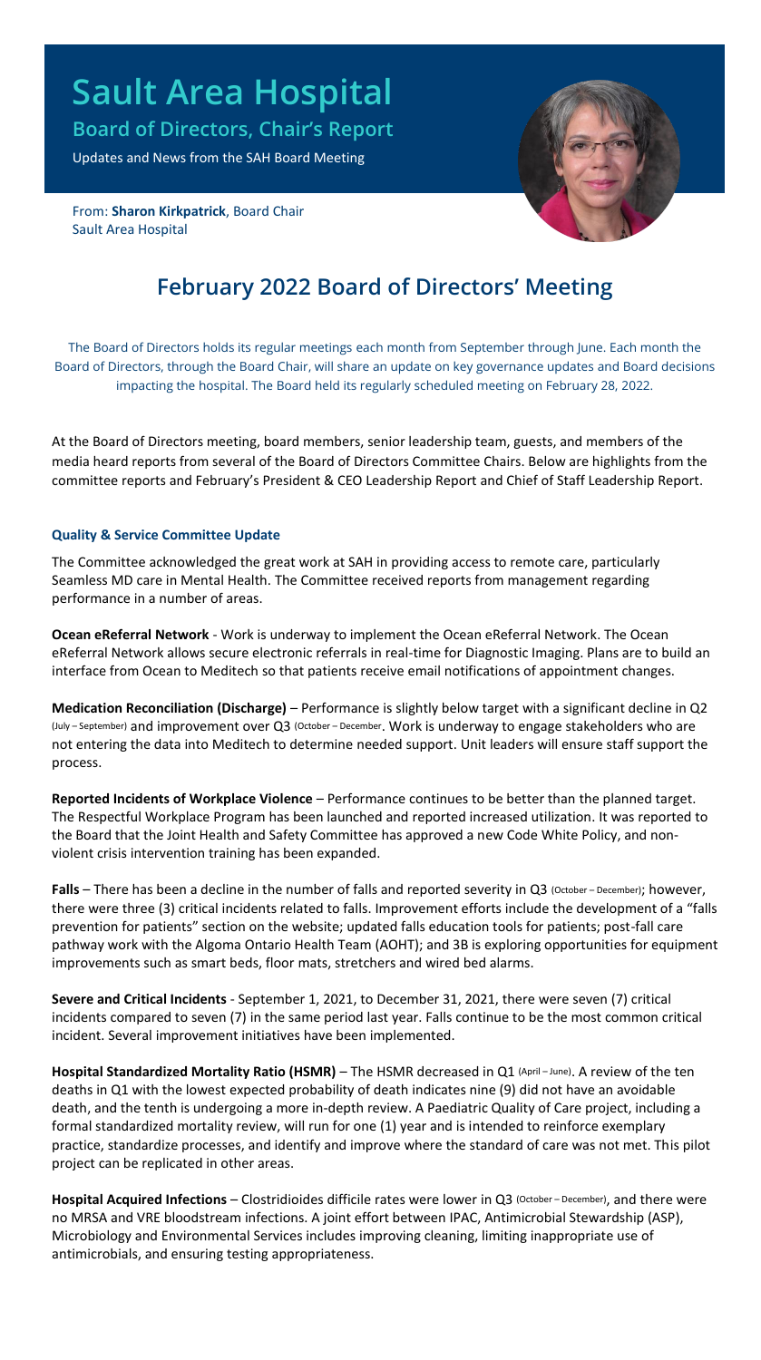# Sault Area Hospital

**Board of Directors, Chair's Report**

Updates and News from the SAH Board Meeting

From: **Sharon Kirkpatrick**, Board Chair
Sault Area Hospital

## February 2022 Board of Directors' Meeting

The Board of Directors holds its regular meetings each month from September through June. Each month the Board of Directors, through the Board Chair, will share an update on key governance updates and Board decisions impacting the hospital. The Board held its regularly scheduled meeting on February 28, 2022.

At the Board of Directors meeting, board members, senior leadership team, guests, and members of the media heard reports from several of the Board of Directors Committee Chairs. Below are highlights from the committee reports and February's President & CEO Leadership Report and Chief of Staff Leadership Report.

### Quality & Service Committee Update

The Committee acknowledged the great work at SAH in providing access to remote care, particularly Seamless MD care in Mental Health. The Committee received reports from management regarding performance in a number of areas.

**Ocean eReferral Network** - Work is underway to implement the Ocean eReferral Network. The Ocean eReferral Network allows secure electronic referrals in real-time for Diagnostic Imaging. Plans are to build an interface from Ocean to Meditech so that patients receive email notifications of appointment changes.

**Medication Reconciliation (Discharge)** – Performance is slightly below target with a significant decline in Q2 (July – September) and improvement over Q3 (October – December). Work is underway to engage stakeholders who are not entering the data into Meditech to determine needed support. Unit leaders will ensure staff support the process.

**Reported Incidents of Workplace Violence** – Performance continues to be better than the planned target. The Respectful Workplace Program has been launched and reported increased utilization. It was reported to the Board that the Joint Health and Safety Committee has approved a new Code White Policy, and non-violent crisis intervention training has been expanded.

**Falls** – There has been a decline in the number of falls and reported severity in Q3 (October – December); however, there were three (3) critical incidents related to falls. Improvement efforts include the development of a "falls prevention for patients" section on the website; updated falls education tools for patients; post-fall care pathway work with the Algoma Ontario Health Team (AOHT); and 3B is exploring opportunities for equipment improvements such as smart beds, floor mats, stretchers and wired bed alarms.

**Severe and Critical Incidents** - September 1, 2021, to December 31, 2021, there were seven (7) critical incidents compared to seven (7) in the same period last year. Falls continue to be the most common critical incident. Several improvement initiatives have been implemented.

**Hospital Standardized Mortality Ratio (HSMR)** – The HSMR decreased in Q1 (April – June). A review of the ten deaths in Q1 with the lowest expected probability of death indicates nine (9) did not have an avoidable death, and the tenth is undergoing a more in-depth review. A Paediatric Quality of Care project, including a formal standardized mortality review, will run for one (1) year and is intended to reinforce exemplary practice, standardize processes, and identify and improve where the standard of care was not met. This pilot project can be replicated in other areas.

**Hospital Acquired Infections** – Clostridioides difficile rates were lower in Q3 (October – December), and there were no MRSA and VRE bloodstream infections. A joint effort between IPAC, Antimicrobial Stewardship (ASP), Microbiology and Environmental Services includes improving cleaning, limiting inappropriate use of antimicrobials, and ensuring testing appropriateness.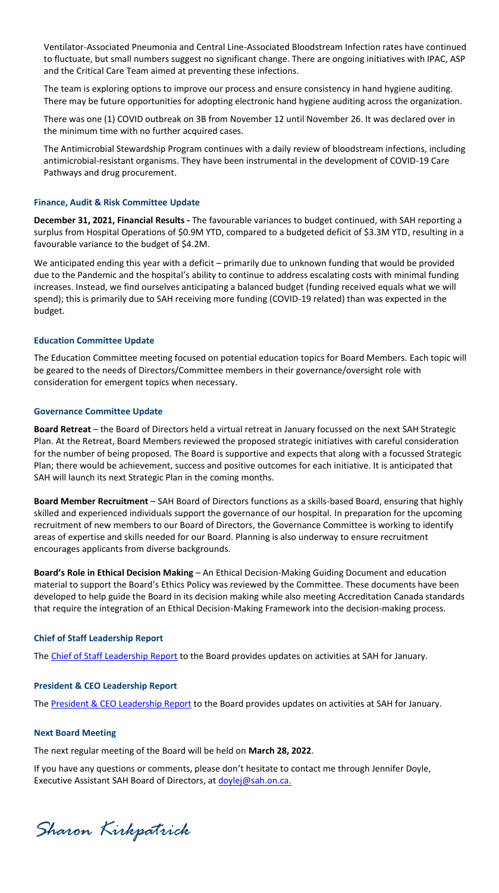Ventilator-Associated Pneumonia and Central Line-Associated Bloodstream Infection rates have continued to fluctuate, but small numbers suggest no significant change. There are ongoing initiatives with IPAC, ASP and the Critical Care Team aimed at preventing these infections.

The team is exploring options to improve our process and ensure consistency in hand hygiene auditing. There may be future opportunities for adopting electronic hand hygiene auditing across the organization.

There was one (1) COVID outbreak on 3B from November 12 until November 26. It was declared over in the minimum time with no further acquired cases.

The Antimicrobial Stewardship Program continues with a daily review of bloodstream infections, including antimicrobial-resistant organisms. They have been instrumental in the development of COVID-19 Care Pathways and drug procurement.

### Finance, Audit & Risk Committee Update

**December 31, 2021, Financial Results -** The favourable variances to budget continued, with SAH reporting a surplus from Hospital Operations of $0.9M YTD, compared to a budgeted deficit of $3.3M YTD, resulting in a favourable variance to the budget of $4.2M.

We anticipated ending this year with a deficit – primarily due to unknown funding that would be provided due to the Pandemic and the hospital's ability to continue to address escalating costs with minimal funding increases. Instead, we find ourselves anticipating a balanced budget (funding received equals what we will spend); this is primarily due to SAH receiving more funding (COVID-19 related) than was expected in the budget.

### Education Committee Update

The Education Committee meeting focused on potential education topics for Board Members. Each topic will be geared to the needs of Directors/Committee members in their governance/oversight role with consideration for emergent topics when necessary.

### Governance Committee Update

**Board Retreat** – the Board of Directors held a virtual retreat in January focussed on the next SAH Strategic Plan. At the Retreat, Board Members reviewed the proposed strategic initiatives with careful consideration for the number of being proposed. The Board is supportive and expects that along with a focussed Strategic Plan; there would be achievement, success and positive outcomes for each initiative. It is anticipated that SAH will launch its next Strategic Plan in the coming months.

**Board Member Recruitment** – SAH Board of Directors functions as a skills-based Board, ensuring that highly skilled and experienced individuals support the governance of our hospital. In preparation for the upcoming recruitment of new members to our Board of Directors, the Governance Committee is working to identify areas of expertise and skills needed for our Board. Planning is also underway to ensure recruitment encourages applicants from diverse backgrounds.

**Board's Role in Ethical Decision Making** – An Ethical Decision-Making Guiding Document and education material to support the Board's Ethics Policy was reviewed by the Committee. These documents have been developed to help guide the Board in its decision making while also meeting Accreditation Canada standards that require the integration of an Ethical Decision-Making Framework into the decision-making process.

### Chief of Staff Leadership Report

The Chief of Staff Leadership Report to the Board provides updates on activities at SAH for January.

### President & CEO Leadership Report

The President & CEO Leadership Report to the Board provides updates on activities at SAH for January.

### Next Board Meeting

The next regular meeting of the Board will be held on **March 28, 2022**.

If you have any questions or comments, please don't hesitate to contact me through Jennifer Doyle, Executive Assistant SAH Board of Directors, at doylej@sah.on.ca.

*Sharon Kirkpatrick*